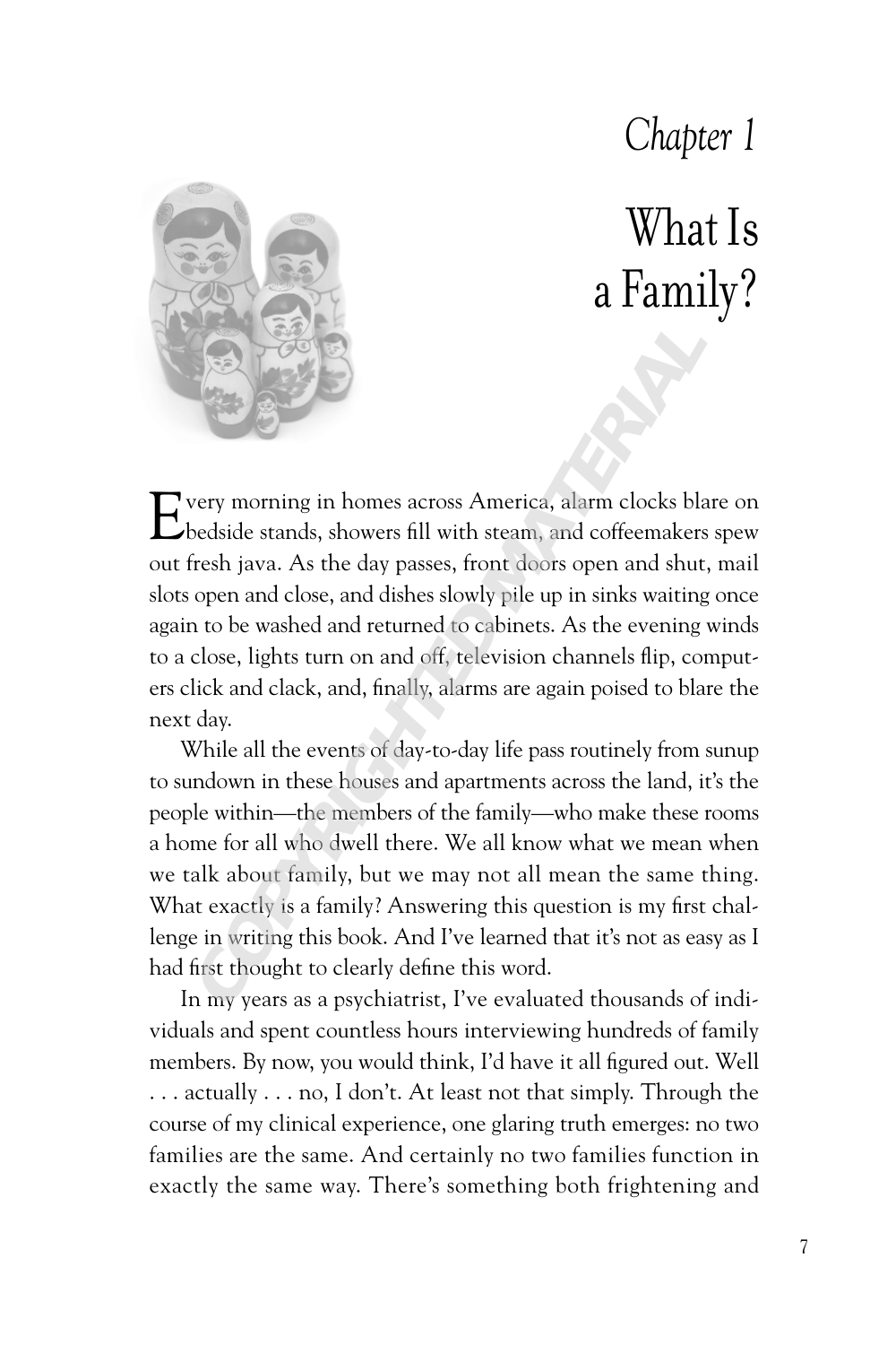*Chapter 1*

# What Is a Family?

Every morning in homes across America, alarm clocks blare on bedside stands, showers fill with steam, and coffeemakers spew out fresh java. As the day passes, front doors open and shut, mail slots open and close, and dishes slowly pile up in sinks waiting once again to be washed and returned to cabinets. As the evening winds to a close, lights turn on and off, television channels flip, computers click and clack, and, finally, alarms are again poised to blare the next day.

While all the events of day-to-day life pass routinely from sunup to sundown in these houses and apartments across the land, it's the people within—the members of the family—who make these rooms a home for all who dwell there. We all know what we mean when we talk about family, but we may not all mean the same thing. What exactly is a family? Answering this question is my first challenge in writing this book. And I've learned that it's not as easy as I had first thought to clearly define this word.

In my years as a psychiatrist, I've evaluated thousands of individuals and spent countless hours interviewing hundreds of family members. By now, you would think, I'd have it all figured out. Well . . . actually . . . no, I don't. At least not that simply. Through the course of my clinical experience, one glaring truth emerges: no two families are the same. And certainly no two families function in exactly the same way. There's something both frightening and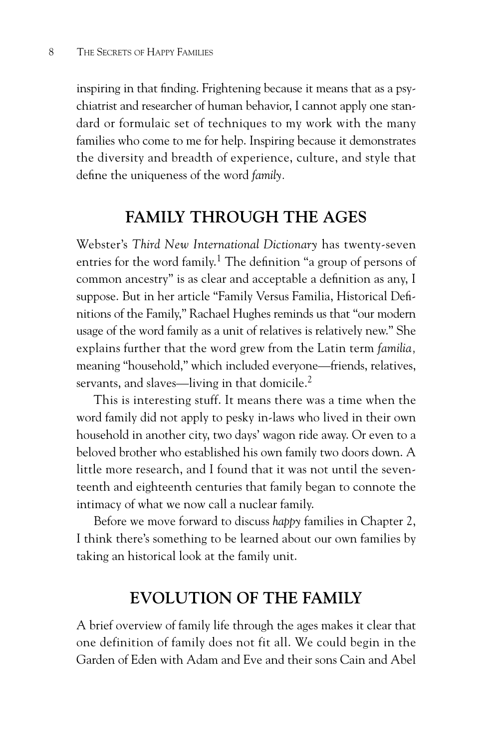inspiring in that finding. Frightening because it means that as a psychiatrist and researcher of human behavior, I cannot apply one standard or formulaic set of techniques to my work with the many families who come to me for help. Inspiring because it demonstrates the diversity and breadth of experience, culture, and style that define the uniqueness of the word *family*.

## FAMILY THROUGH THE AGES

Webster's *Third New International Dictionary* has twenty-seven entries for the word family.[1] The definition "a group of persons of common ancestry" is as clear and acceptable a definition as any, I suppose. But in her article "Family Versus Familia, Historical Definitions of the Family," Rachael Hughes reminds us that "our modern usage of the word family as a unit of relatives is relatively new." She explains further that the word grew from the Latin term *familia*, meaning "household," which included everyone—friends, relatives, servants, and slaves—living in that domicile.[2]

This is interesting stuff. It means there was a time when the word family did not apply to pesky in-laws who lived in their own household in another city, two days' wagon ride away. Or even to a beloved brother who established his own family two doors down. A little more research, and I found that it was not until the seventeenth and eighteenth centuries that family began to connote the intimacy of what we now call a nuclear family.

Before we move forward to discuss *happy* families in Chapter 2, I think there's something to be learned about our own families by taking an historical look at the family unit.

## EVOLUTION OF THE FAMILY

A brief overview of family life through the ages makes it clear that one definition of family does not fit all. We could begin in the Garden of Eden with Adam and Eve and their sons Cain and Abel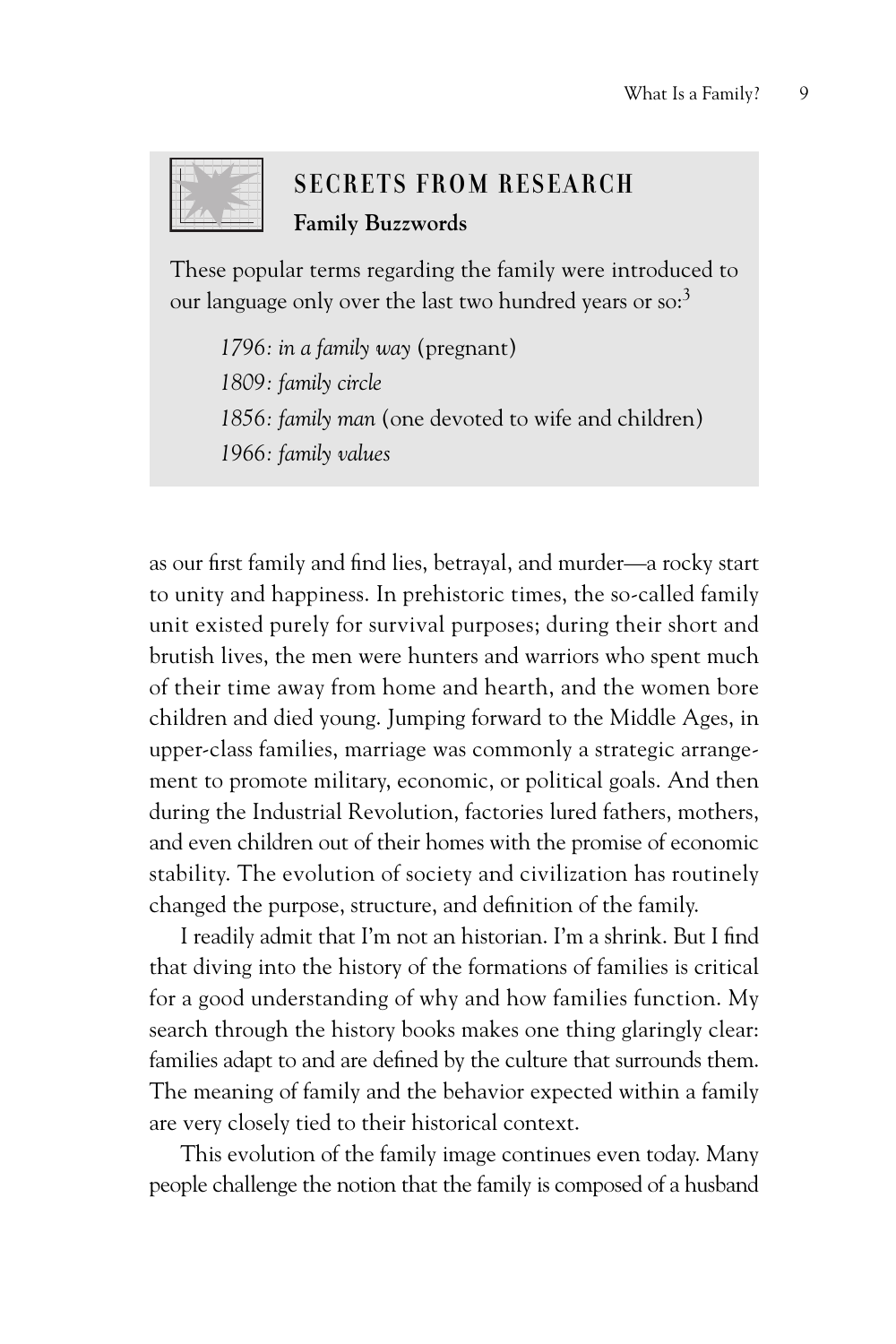## SECRETS FROM RESEARCH

**Family Buzzwords**

These popular terms regarding the family were introduced to our language only over the last two hundred years or so:[3]

*1796: in a family way* (pregnant)
*1809: family circle*
*1856: family man* (one devoted to wife and children)
*1966: family values*

as our first family and find lies, betrayal, and murder—a rocky start to unity and happiness. In prehistoric times, the so-called family unit existed purely for survival purposes; during their short and brutish lives, the men were hunters and warriors who spent much of their time away from home and hearth, and the women bore children and died young. Jumping forward to the Middle Ages, in upper-class families, marriage was commonly a strategic arrangement to promote military, economic, or political goals. And then during the Industrial Revolution, factories lured fathers, mothers, and even children out of their homes with the promise of economic stability. The evolution of society and civilization has routinely changed the purpose, structure, and definition of the family.

I readily admit that I'm not an historian. I'm a shrink. But I find that diving into the history of the formations of families is critical for a good understanding of why and how families function. My search through the history books makes one thing glaringly clear: families adapt to and are defined by the culture that surrounds them. The meaning of family and the behavior expected within a family are very closely tied to their historical context.

This evolution of the family image continues even today. Many people challenge the notion that the family is composed of a husband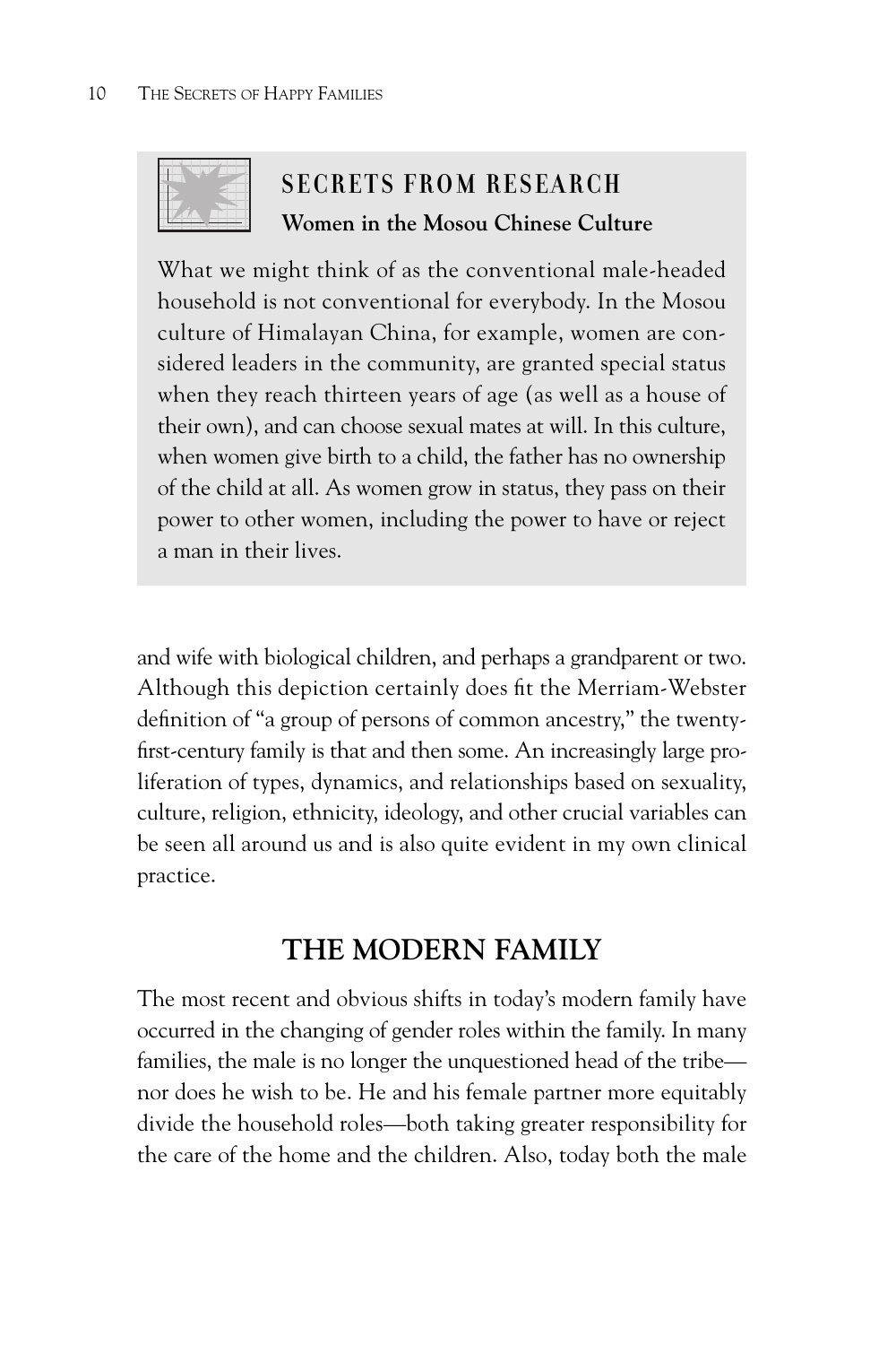> ### SECRETS FROM RESEARCH
> **Women in the Mosou Chinese Culture**
>
> What we might think of as the conventional male-headed household is not conventional for everybody. In the Mosou culture of Himalayan China, for example, women are considered leaders in the community, are granted special status when they reach thirteen years of age (as well as a house of their own), and can choose sexual mates at will. In this culture, when women give birth to a child, the father has no ownership of the child at all. As women grow in status, they pass on their power to other women, including the power to have or reject a man in their lives.

and wife with biological children, and perhaps a grandparent or two. Although this depiction certainly does fit the Merriam-Webster definition of "a group of persons of common ancestry," the twenty-first-century family is that and then some. An increasingly large proliferation of types, dynamics, and relationships based on sexuality, culture, religion, ethnicity, ideology, and other crucial variables can be seen all around us and is also quite evident in my own clinical practice.

## THE MODERN FAMILY

The most recent and obvious shifts in today's modern family have occurred in the changing of gender roles within the family. In many families, the male is no longer the unquestioned head of the tribe—nor does he wish to be. He and his female partner more equitably divide the household roles—both taking greater responsibility for the care of the home and the children. Also, today both the male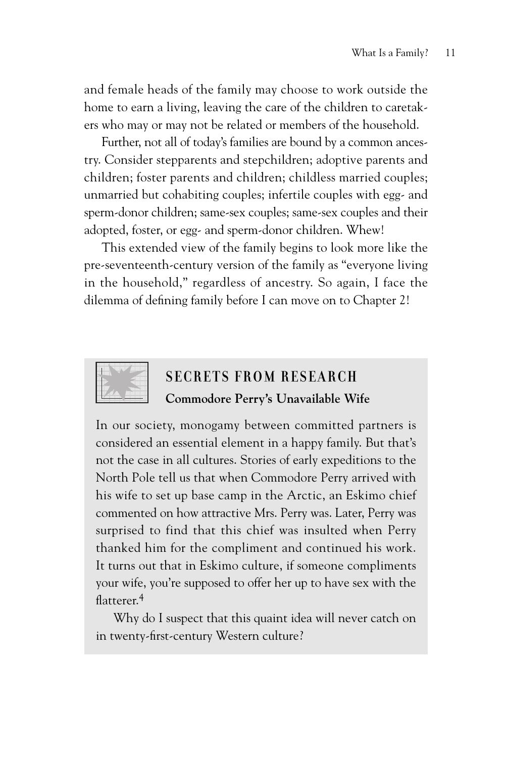and female heads of the family may choose to work outside the home to earn a living, leaving the care of the children to caretakers who may or may not be related or members of the household.

Further, not all of today's families are bound by a common ancestry. Consider stepparents and stepchildren; adoptive parents and children; foster parents and children; childless married couples; unmarried but cohabiting couples; infertile couples with egg- and sperm-donor children; same-sex couples; same-sex couples and their adopted, foster, or egg- and sperm-donor children. Whew!

This extended view of the family begins to look more like the pre-seventeenth-century version of the family as "everyone living in the household," regardless of ancestry. So again, I face the dilemma of defining family before I can move on to Chapter 2!

## SECRETS FROM RESEARCH

**Commodore Perry's Unavailable Wife**

In our society, monogamy between committed partners is considered an essential element in a happy family. But that's not the case in all cultures. Stories of early expeditions to the North Pole tell us that when Commodore Perry arrived with his wife to set up base camp in the Arctic, an Eskimo chief commented on how attractive Mrs. Perry was. Later, Perry was surprised to find that this chief was insulted when Perry thanked him for the compliment and continued his work. It turns out that in Eskimo culture, if someone compliments your wife, you're supposed to offer her up to have sex with the flatterer.[4]

Why do I suspect that this quaint idea will never catch on in twenty-first-century Western culture?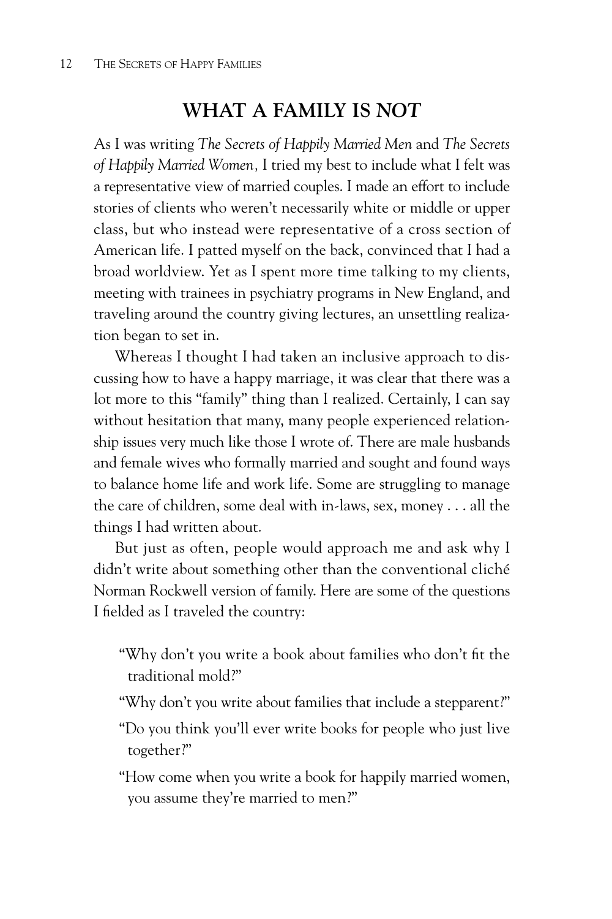## WHAT A FAMILY IS *NOT*

As I was writing *The Secrets of Happily Married Men* and *The Secrets of Happily Married Women,* I tried my best to include what I felt was a representative view of married couples. I made an effort to include stories of clients who weren't necessarily white or middle or upper class, but who instead were representative of a cross section of American life. I patted myself on the back, convinced that I had a broad worldview. Yet as I spent more time talking to my clients, meeting with trainees in psychiatry programs in New England, and traveling around the country giving lectures, an unsettling realization began to set in.

Whereas I thought I had taken an inclusive approach to discussing how to have a happy marriage, it was clear that there was a lot more to this "family" thing than I realized. Certainly, I can say without hesitation that many, many people experienced relationship issues very much like those I wrote of. There are male husbands and female wives who formally married and sought and found ways to balance home life and work life. Some are struggling to manage the care of children, some deal with in-laws, sex, money . . . all the things I had written about.

But just as often, people would approach me and ask why I didn't write about something other than the conventional cliché Norman Rockwell version of family. Here are some of the questions I fielded as I traveled the country:

"Why don't you write a book about families who don't fit the traditional mold?"

"Why don't you write about families that include a stepparent?"

"Do you think you'll ever write books for people who just live together?"

"How come when you write a book for happily married women, you assume they're married to men?"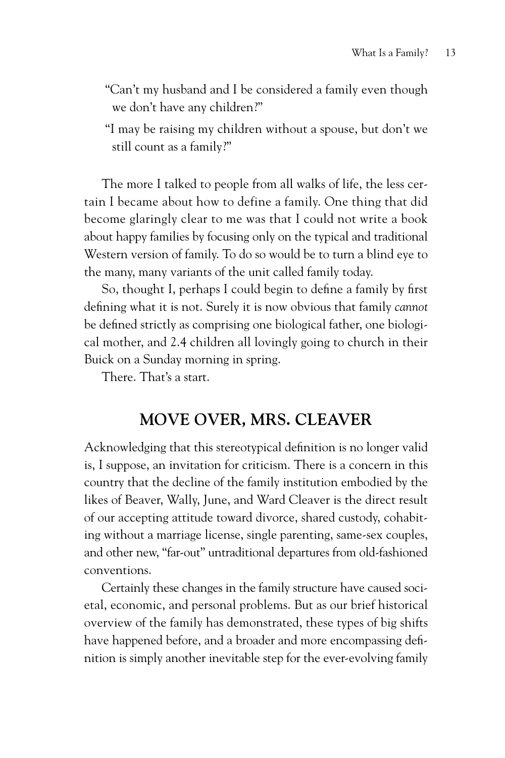"Can't my husband and I be considered a family even though we don't have any children?"

"I may be raising my children without a spouse, but don't we still count as a family?"

The more I talked to people from all walks of life, the less certain I became about how to define a family. One thing that did become glaringly clear to me was that I could not write a book about happy families by focusing only on the typical and traditional Western version of family. To do so would be to turn a blind eye to the many, many variants of the unit called family today.

So, thought I, perhaps I could begin to define a family by first defining what it is not. Surely it is now obvious that family *cannot* be defined strictly as comprising one biological father, one biological mother, and 2.4 children all lovingly going to church in their Buick on a Sunday morning in spring.

There. That's a start.

## MOVE OVER, MRS. CLEAVER

Acknowledging that this stereotypical definition is no longer valid is, I suppose, an invitation for criticism. There is a concern in this country that the decline of the family institution embodied by the likes of Beaver, Wally, June, and Ward Cleaver is the direct result of our accepting attitude toward divorce, shared custody, cohabiting without a marriage license, single parenting, same-sex couples, and other new, "far-out" untraditional departures from old-fashioned conventions.

Certainly these changes in the family structure have caused societal, economic, and personal problems. But as our brief historical overview of the family has demonstrated, these types of big shifts have happened before, and a broader and more encompassing definition is simply another inevitable step for the ever-evolving family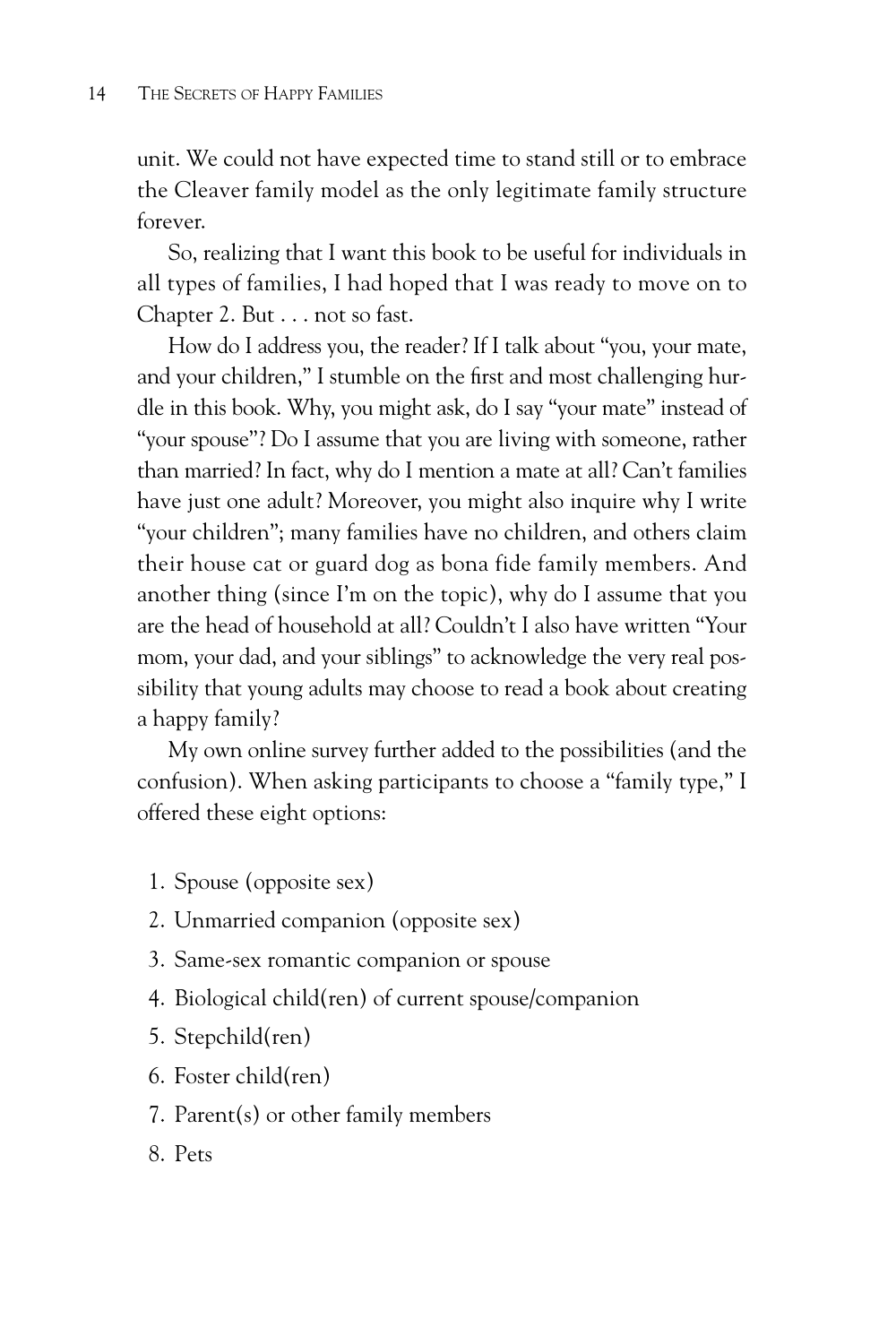unit. We could not have expected time to stand still or to embrace the Cleaver family model as the only legitimate family structure forever.

So, realizing that I want this book to be useful for individuals in all types of families, I had hoped that I was ready to move on to Chapter 2. But . . . not so fast.

How do I address you, the reader? If I talk about "you, your mate, and your children," I stumble on the first and most challenging hurdle in this book. Why, you might ask, do I say "your mate" instead of "your spouse"? Do I assume that you are living with someone, rather than married? In fact, why do I mention a mate at all? Can't families have just one adult? Moreover, you might also inquire why I write "your children"; many families have no children, and others claim their house cat or guard dog as bona fide family members. And another thing (since I'm on the topic), why do I assume that you are the head of household at all? Couldn't I also have written "Your mom, your dad, and your siblings" to acknowledge the very real possibility that young adults may choose to read a book about creating a happy family?

My own online survey further added to the possibilities (and the confusion). When asking participants to choose a "family type," I offered these eight options:

1. Spouse (opposite sex)
2. Unmarried companion (opposite sex)
3. Same-sex romantic companion or spouse
4. Biological child(ren) of current spouse/companion
5. Stepchild(ren)
6. Foster child(ren)
7. Parent(s) or other family members
8. Pets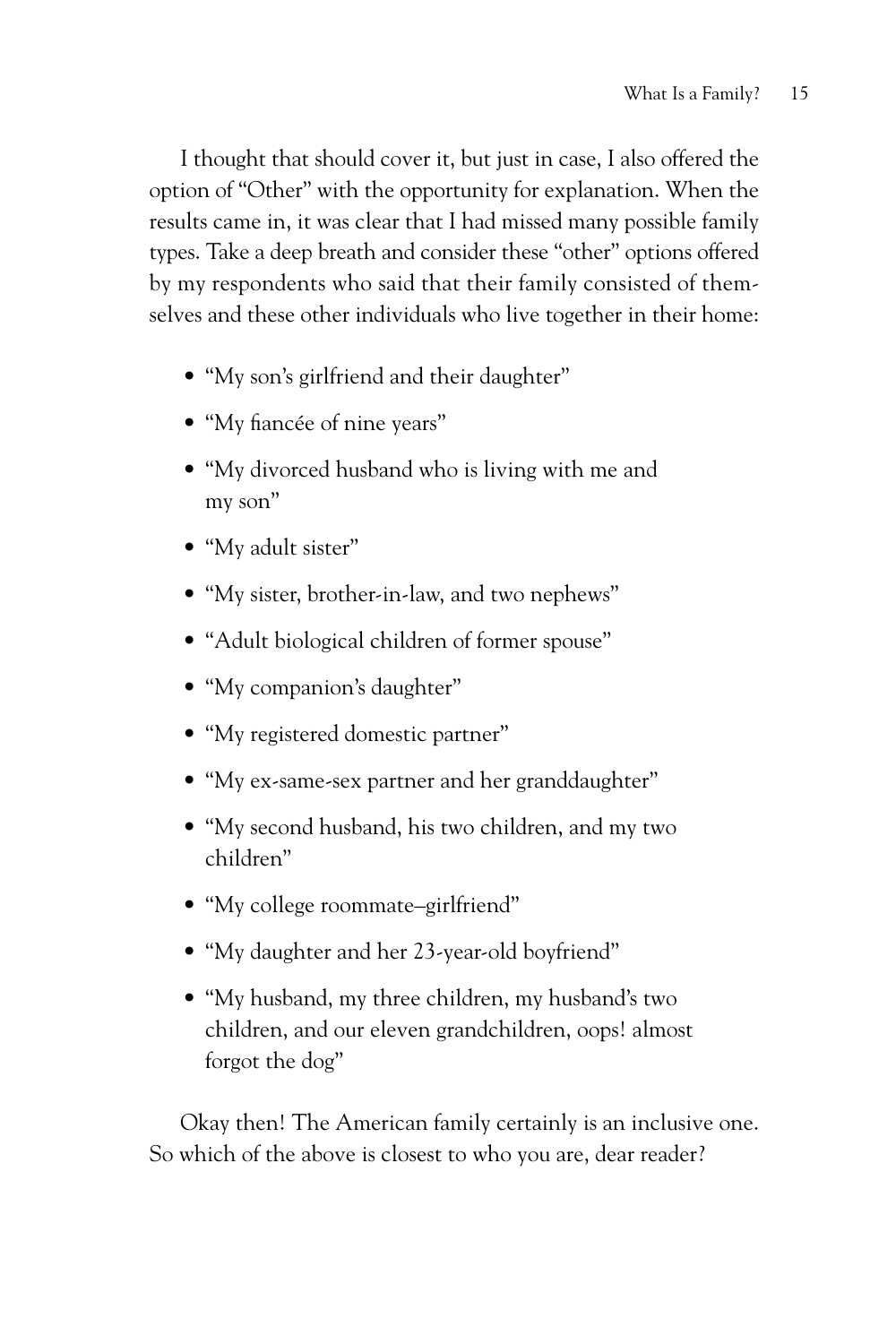I thought that should cover it, but just in case, I also offered the option of "Other" with the opportunity for explanation. When the results came in, it was clear that I had missed many possible family types. Take a deep breath and consider these "other" options offered by my respondents who said that their family consisted of themselves and these other individuals who live together in their home:

- "My son's girlfriend and their daughter"
- "My fiancée of nine years"
- "My divorced husband who is living with me and my son"
- "My adult sister"
- "My sister, brother-in-law, and two nephews"
- "Adult biological children of former spouse"
- "My companion's daughter"
- "My registered domestic partner"
- "My ex-same-sex partner and her granddaughter"
- "My second husband, his two children, and my two children"
- "My college roommate–girlfriend"
- "My daughter and her 23-year-old boyfriend"
- "My husband, my three children, my husband's two children, and our eleven grandchildren, oops! almost forgot the dog"

Okay then! The American family certainly is an inclusive one. So which of the above is closest to who you are, dear reader?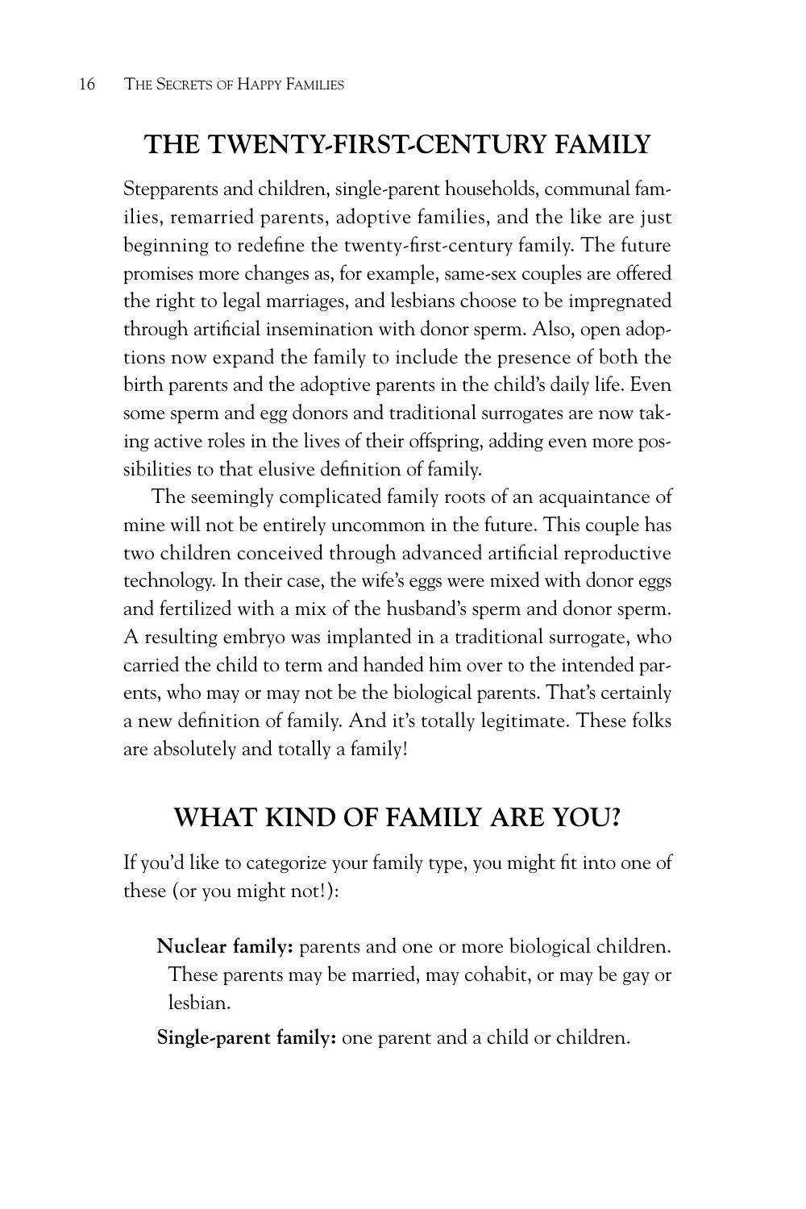## THE TWENTY-FIRST-CENTURY FAMILY

Stepparents and children, single-parent households, communal families, remarried parents, adoptive families, and the like are just beginning to redefine the twenty-first-century family. The future promises more changes as, for example, same-sex couples are offered the right to legal marriages, and lesbians choose to be impregnated through artificial insemination with donor sperm. Also, open adoptions now expand the family to include the presence of both the birth parents and the adoptive parents in the child's daily life. Even some sperm and egg donors and traditional surrogates are now taking active roles in the lives of their offspring, adding even more possibilities to that elusive definition of family.

The seemingly complicated family roots of an acquaintance of mine will not be entirely uncommon in the future. This couple has two children conceived through advanced artificial reproductive technology. In their case, the wife's eggs were mixed with donor eggs and fertilized with a mix of the husband's sperm and donor sperm. A resulting embryo was implanted in a traditional surrogate, who carried the child to term and handed him over to the intended parents, who may or may not be the biological parents. That's certainly a new definition of family. And it's totally legitimate. These folks are absolutely and totally a family!

## WHAT KIND OF FAMILY ARE YOU?

If you'd like to categorize your family type, you might fit into one of these (or you might not!):

**Nuclear family:** parents and one or more biological children. These parents may be married, may cohabit, or may be gay or lesbian.

**Single-parent family:** one parent and a child or children.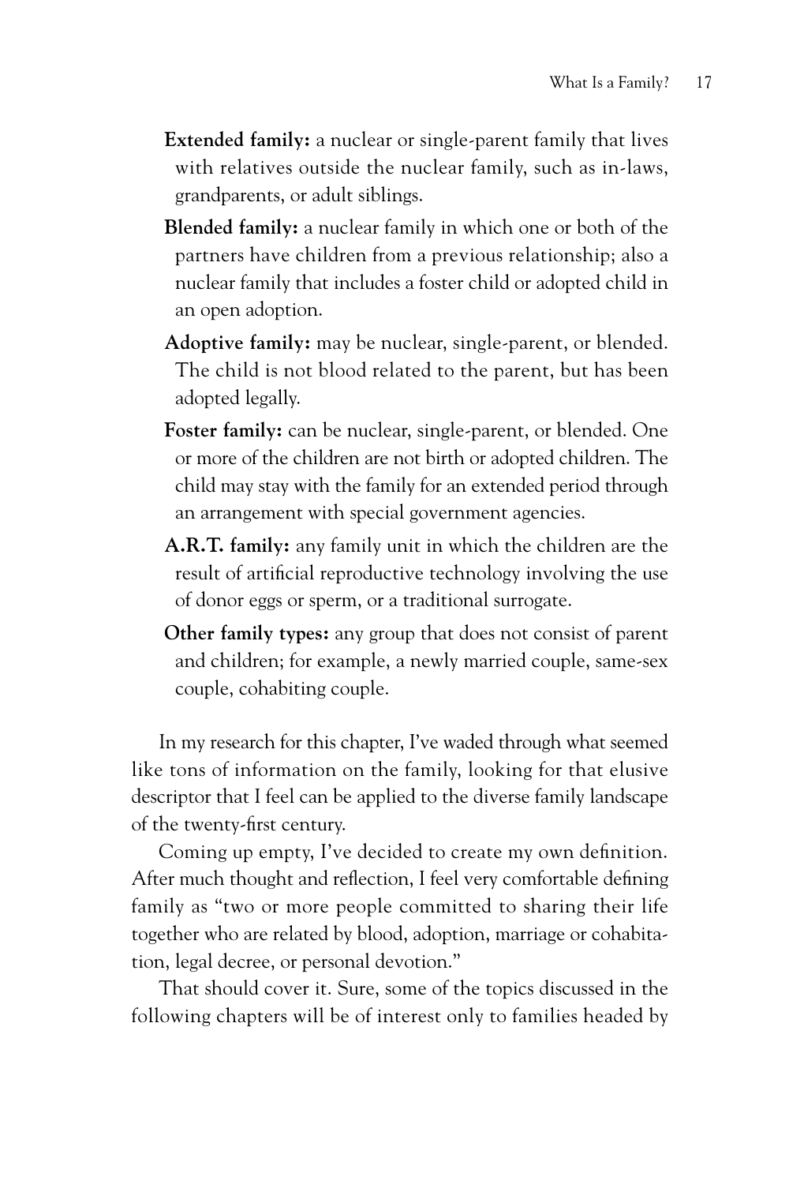**Extended family:** a nuclear or single-parent family that lives with relatives outside the nuclear family, such as in-laws, grandparents, or adult siblings.

**Blended family:** a nuclear family in which one or both of the partners have children from a previous relationship; also a nuclear family that includes a foster child or adopted child in an open adoption.

**Adoptive family:** may be nuclear, single-parent, or blended. The child is not blood related to the parent, but has been adopted legally.

**Foster family:** can be nuclear, single-parent, or blended. One or more of the children are not birth or adopted children. The child may stay with the family for an extended period through an arrangement with special government agencies.

**A.R.T. family:** any family unit in which the children are the result of artificial reproductive technology involving the use of donor eggs or sperm, or a traditional surrogate.

**Other family types:** any group that does not consist of parent and children; for example, a newly married couple, same-sex couple, cohabiting couple.

In my research for this chapter, I've waded through what seemed like tons of information on the family, looking for that elusive descriptor that I feel can be applied to the diverse family landscape of the twenty-first century.

Coming up empty, I've decided to create my own definition. After much thought and reflection, I feel very comfortable defining family as "two or more people committed to sharing their life together who are related by blood, adoption, marriage or cohabitation, legal decree, or personal devotion."

That should cover it. Sure, some of the topics discussed in the following chapters will be of interest only to families headed by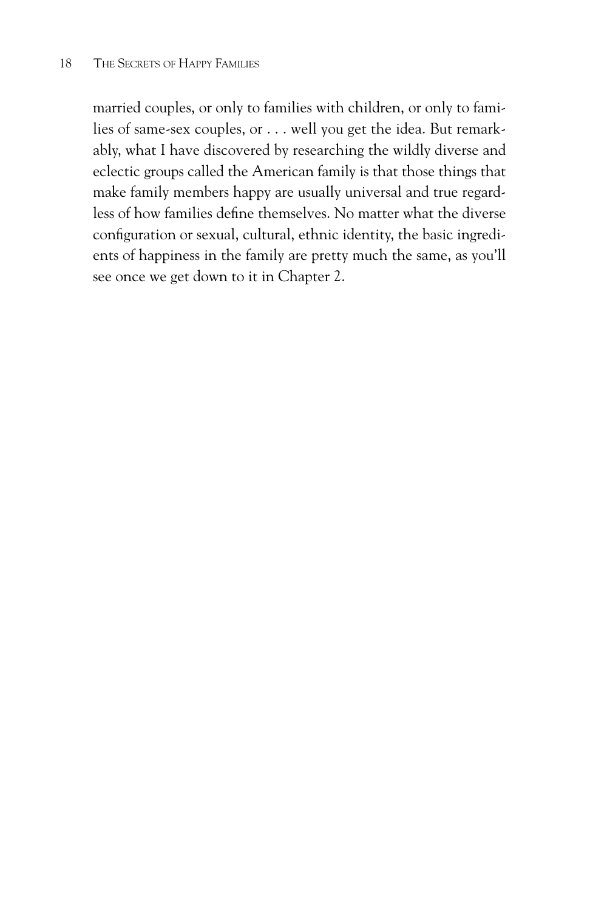married couples, or only to families with children, or only to families of same-sex couples, or . . . well you get the idea. But remarkably, what I have discovered by researching the wildly diverse and eclectic groups called the American family is that those things that make family members happy are usually universal and true regardless of how families define themselves. No matter what the diverse configuration or sexual, cultural, ethnic identity, the basic ingredients of happiness in the family are pretty much the same, as you'll see once we get down to it in Chapter 2.